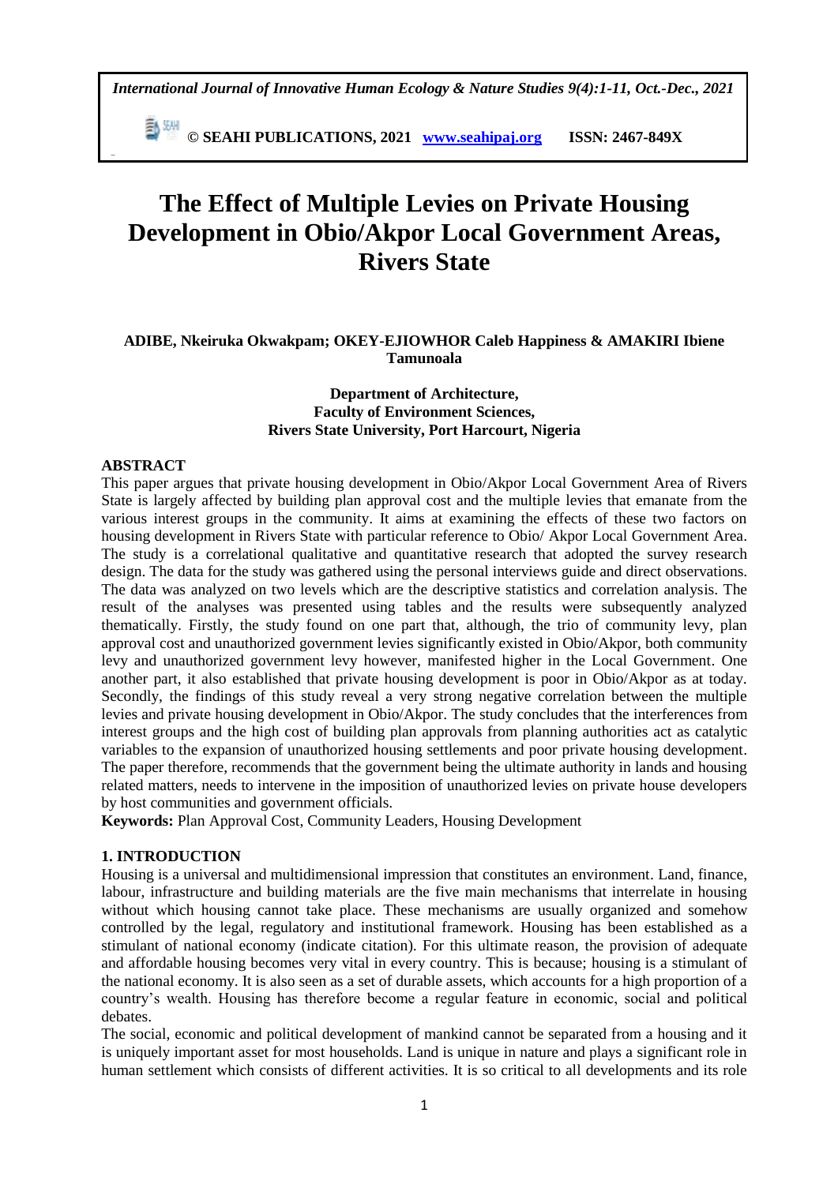# The Effect of Multiple Levies on Private Housing Development in Obio/Akpor Local Government Areas, Rivers State

**ADIBE, Nkeiruka Okwakpam; OKEY-EJIOWHOR Caleb Happiness & AMAKIRI Ibiene Tamunoala**

**Department of Architecture,**
**Faculty of Environment Sciences,**
**Rivers State University, Port Harcourt, Nigeria**

## ABSTRACT

This paper argues that private housing development in Obio/Akpor Local Government Area of Rivers State is largely affected by building plan approval cost and the multiple levies that emanate from the various interest groups in the community. It aims at examining the effects of these two factors on housing development in Rivers State with particular reference to Obio/ Akpor Local Government Area. The study is a correlational qualitative and quantitative research that adopted the survey research design. The data for the study was gathered using the personal interviews guide and direct observations. The data was analyzed on two levels which are the descriptive statistics and correlation analysis. The result of the analyses was presented using tables and the results were subsequently analyzed thematically. Firstly, the study found on one part that, although, the trio of community levy, plan approval cost and unauthorized government levies significantly existed in Obio/Akpor, both community levy and unauthorized government levy however, manifested higher in the Local Government. One another part, it also established that private housing development is poor in Obio/Akpor as at today. Secondly, the findings of this study reveal a very strong negative correlation between the multiple levies and private housing development in Obio/Akpor. The study concludes that the interferences from interest groups and the high cost of building plan approvals from planning authorities act as catalytic variables to the expansion of unauthorized housing settlements and poor private housing development. The paper therefore, recommends that the government being the ultimate authority in lands and housing related matters, needs to intervene in the imposition of unauthorized levies on private house developers by host communities and government officials.

**Keywords:** Plan Approval Cost, Community Leaders, Housing Development

## 1. INTRODUCTION

Housing is a universal and multidimensional impression that constitutes an environment. Land, finance, labour, infrastructure and building materials are the five main mechanisms that interrelate in housing without which housing cannot take place. These mechanisms are usually organized and somehow controlled by the legal, regulatory and institutional framework. Housing has been established as a stimulant of national economy (indicate citation). For this ultimate reason, the provision of adequate and affordable housing becomes very vital in every country. This is because; housing is a stimulant of the national economy. It is also seen as a set of durable assets, which accounts for a high proportion of a country's wealth. Housing has therefore become a regular feature in economic, social and political debates.

The social, economic and political development of mankind cannot be separated from a housing and it is uniquely important asset for most households. Land is unique in nature and plays a significant role in human settlement which consists of different activities. It is so critical to all developments and its role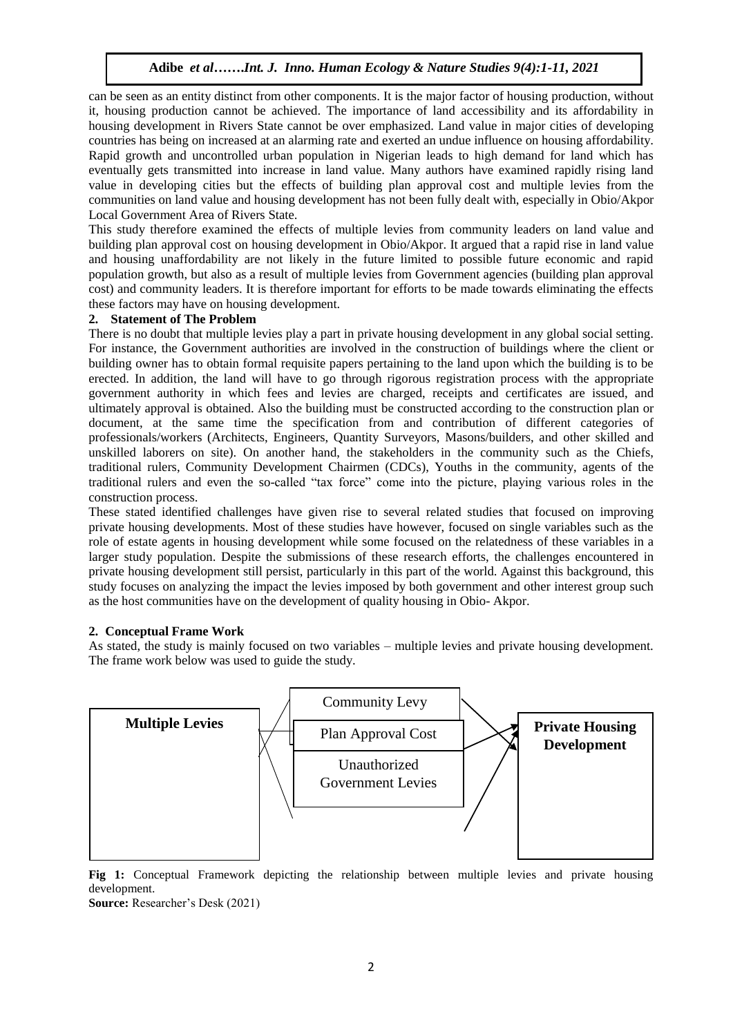can be seen as an entity distinct from other components. It is the major factor of housing production, without it, housing production cannot be achieved. The importance of land accessibility and its affordability in housing development in Rivers State cannot be over emphasized. Land value in major cities of developing countries has being on increased at an alarming rate and exerted an undue influence on housing affordability. Rapid growth and uncontrolled urban population in Nigerian leads to high demand for land which has eventually gets transmitted into increase in land value. Many authors have examined rapidly rising land value in developing cities but the effects of building plan approval cost and multiple levies from the communities on land value and housing development has not been fully dealt with, especially in Obio/Akpor Local Government Area of Rivers State.

This study therefore examined the effects of multiple levies from community leaders on land value and building plan approval cost on housing development in Obio/Akpor. It argued that a rapid rise in land value and housing unaffordability are not likely in the future limited to possible future economic and rapid population growth, but also as a result of multiple levies from Government agencies (building plan approval cost) and community leaders. It is therefore important for efforts to be made towards eliminating the effects these factors may have on housing development.

## 2. Statement of The Problem

There is no doubt that multiple levies play a part in private housing development in any global social setting. For instance, the Government authorities are involved in the construction of buildings where the client or building owner has to obtain formal requisite papers pertaining to the land upon which the building is to be erected. In addition, the land will have to go through rigorous registration process with the appropriate government authority in which fees and levies are charged, receipts and certificates are issued, and ultimately approval is obtained. Also the building must be constructed according to the construction plan or document, at the same time the specification from and contribution of different categories of professionals/workers (Architects, Engineers, Quantity Surveyors, Masons/builders, and other skilled and unskilled laborers on site). On another hand, the stakeholders in the community such as the Chiefs, traditional rulers, Community Development Chairmen (CDCs), Youths in the community, agents of the traditional rulers and even the so-called "tax force" come into the picture, playing various roles in the construction process.

These stated identified challenges have given rise to several related studies that focused on improving private housing developments. Most of these studies have however, focused on single variables such as the role of estate agents in housing development while some focused on the relatedness of these variables in a larger study population. Despite the submissions of these research efforts, the challenges encountered in private housing development still persist, particularly in this part of the world. Against this background, this study focuses on analyzing the impact the levies imposed by both government and other interest group such as the host communities have on the development of quality housing in Obio- Akpor.

## 2. Conceptual Frame Work

As stated, the study is mainly focused on two variables – multiple levies and private housing development. The frame work below was used to guide the study.

**Multiple Levies** → Community Levy / Plan Approval Cost / Unauthorized Government Levies → **Private Housing Development**

**Fig 1:** Conceptual Framework depicting the relationship between multiple levies and private housing development.

**Source:** Researcher's Desk (2021)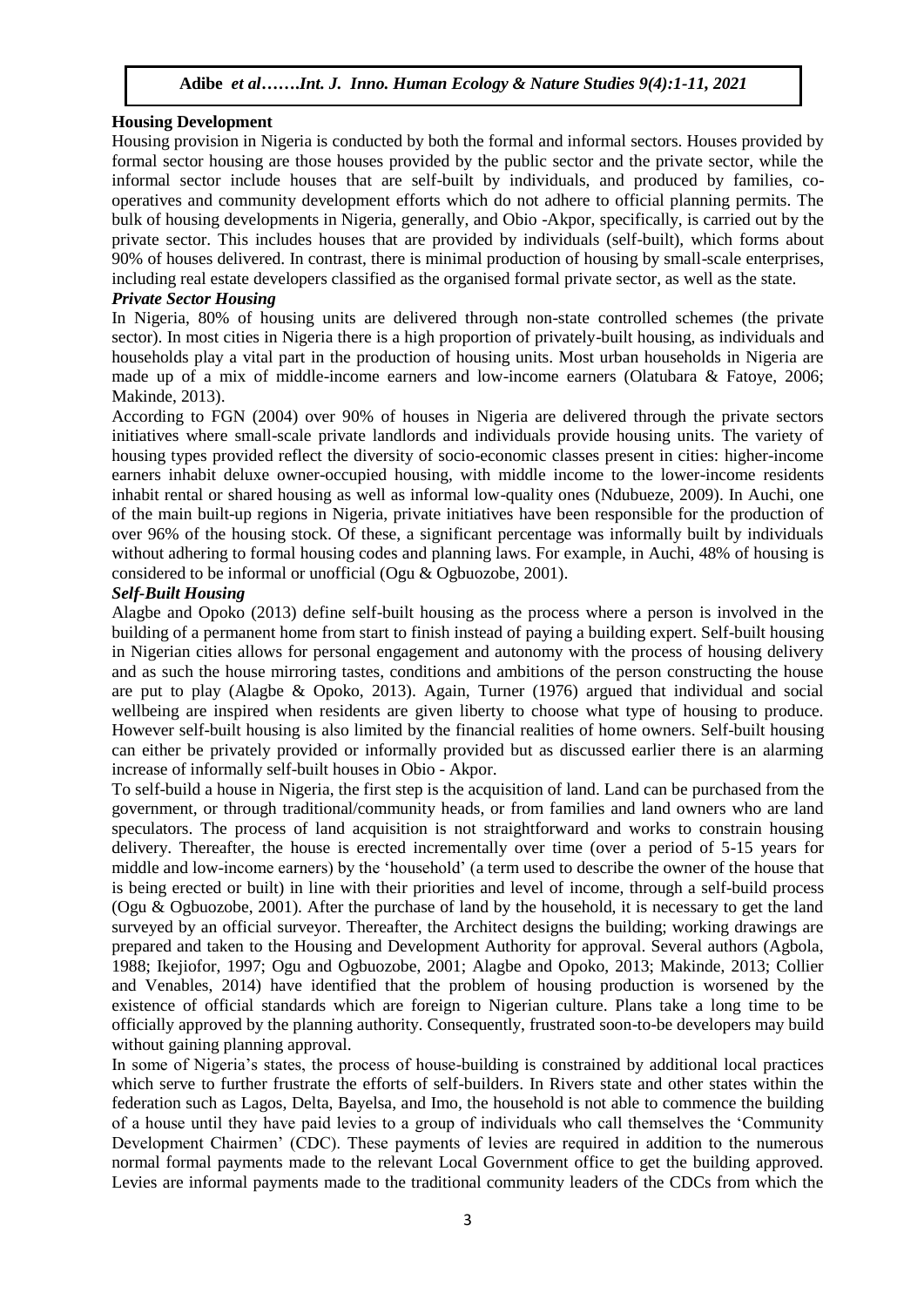## Housing Development

Housing provision in Nigeria is conducted by both the formal and informal sectors. Houses provided by formal sector housing are those houses provided by the public sector and the private sector, while the informal sector include houses that are self-built by individuals, and produced by families, co-operatives and community development efforts which do not adhere to official planning permits. The bulk of housing developments in Nigeria, generally, and Obio -Akpor, specifically, is carried out by the private sector. This includes houses that are provided by individuals (self-built), which forms about 90% of houses delivered. In contrast, there is minimal production of housing by small-scale enterprises, including real estate developers classified as the organised formal private sector, as well as the state.

### *Private Sector Housing*

In Nigeria, 80% of housing units are delivered through non-state controlled schemes (the private sector). In most cities in Nigeria there is a high proportion of privately-built housing, as individuals and households play a vital part in the production of housing units. Most urban households in Nigeria are made up of a mix of middle-income earners and low-income earners (Olatubara & Fatoye, 2006; Makinde, 2013).

According to FGN (2004) over 90% of houses in Nigeria are delivered through the private sectors initiatives where small-scale private landlords and individuals provide housing units. The variety of housing types provided reflect the diversity of socio-economic classes present in cities: higher-income earners inhabit deluxe owner-occupied housing, with middle income to the lower-income residents inhabit rental or shared housing as well as informal low-quality ones (Ndubueze, 2009). In Auchi, one of the main built-up regions in Nigeria, private initiatives have been responsible for the production of over 96% of the housing stock. Of these, a significant percentage was informally built by individuals without adhering to formal housing codes and planning laws. For example, in Auchi, 48% of housing is considered to be informal or unofficial (Ogu & Ogbuozobe, 2001).

### *Self-Built Housing*

Alagbe and Opoko (2013) define self-built housing as the process where a person is involved in the building of a permanent home from start to finish instead of paying a building expert. Self-built housing in Nigerian cities allows for personal engagement and autonomy with the process of housing delivery and as such the house mirroring tastes, conditions and ambitions of the person constructing the house are put to play (Alagbe & Opoko, 2013). Again, Turner (1976) argued that individual and social wellbeing are inspired when residents are given liberty to choose what type of housing to produce. However self-built housing is also limited by the financial realities of home owners. Self-built housing can either be privately provided or informally provided but as discussed earlier there is an alarming increase of informally self-built houses in Obio - Akpor.

To self-build a house in Nigeria, the first step is the acquisition of land. Land can be purchased from the government, or through traditional/community heads, or from families and land owners who are land speculators. The process of land acquisition is not straightforward and works to constrain housing delivery. Thereafter, the house is erected incrementally over time (over a period of 5-15 years for middle and low-income earners) by the 'household' (a term used to describe the owner of the house that is being erected or built) in line with their priorities and level of income, through a self-build process (Ogu & Ogbuozobe, 2001). After the purchase of land by the household, it is necessary to get the land surveyed by an official surveyor. Thereafter, the Architect designs the building; working drawings are prepared and taken to the Housing and Development Authority for approval. Several authors (Agbola, 1988; Ikejiofor, 1997; Ogu and Ogbuozobe, 2001; Alagbe and Opoko, 2013; Makinde, 2013; Collier and Venables, 2014) have identified that the problem of housing production is worsened by the existence of official standards which are foreign to Nigerian culture. Plans take a long time to be officially approved by the planning authority. Consequently, frustrated soon-to-be developers may build without gaining planning approval.

In some of Nigeria's states, the process of house-building is constrained by additional local practices which serve to further frustrate the efforts of self-builders. In Rivers state and other states within the federation such as Lagos, Delta, Bayelsa, and Imo, the household is not able to commence the building of a house until they have paid levies to a group of individuals who call themselves the 'Community Development Chairmen' (CDC). These payments of levies are required in addition to the numerous normal formal payments made to the relevant Local Government office to get the building approved. Levies are informal payments made to the traditional community leaders of the CDCs from which the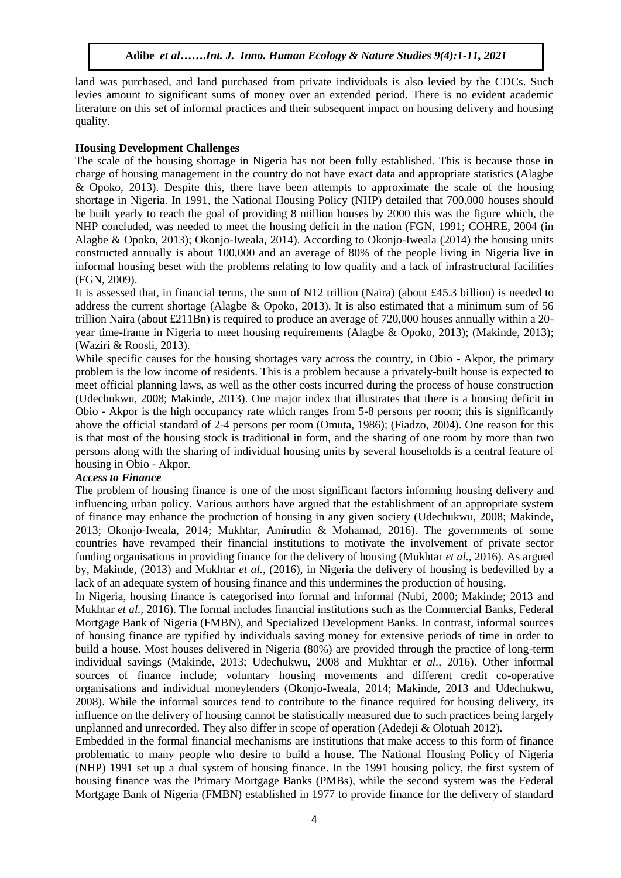land was purchased, and land purchased from private individuals is also levied by the CDCs. Such levies amount to significant sums of money over an extended period. There is no evident academic literature on this set of informal practices and their subsequent impact on housing delivery and housing quality.

**Housing Development Challenges**

The scale of the housing shortage in Nigeria has not been fully established. This is because those in charge of housing management in the country do not have exact data and appropriate statistics (Alagbe & Opoko, 2013). Despite this, there have been attempts to approximate the scale of the housing shortage in Nigeria. In 1991, the National Housing Policy (NHP) detailed that 700,000 houses should be built yearly to reach the goal of providing 8 million houses by 2000 this was the figure which, the NHP concluded, was needed to meet the housing deficit in the nation (FGN, 1991; COHRE, 2004 (in Alagbe & Opoko, 2013); Okonjo-Iweala, 2014). According to Okonjo-Iweala (2014) the housing units constructed annually is about 100,000 and an average of 80% of the people living in Nigeria live in informal housing beset with the problems relating to low quality and a lack of infrastructural facilities (FGN, 2009).

It is assessed that, in financial terms, the sum of N12 trillion (Naira) (about £45.3 billion) is needed to address the current shortage (Alagbe & Opoko, 2013). It is also estimated that a minimum sum of 56 trillion Naira (about £211Bn) is required to produce an average of 720,000 houses annually within a 20-year time-frame in Nigeria to meet housing requirements (Alagbe & Opoko, 2013); (Makinde, 2013); (Waziri & Roosli, 2013).

While specific causes for the housing shortages vary across the country, in Obio - Akpor, the primary problem is the low income of residents. This is a problem because a privately-built house is expected to meet official planning laws, as well as the other costs incurred during the process of house construction (Udechukwu, 2008; Makinde, 2013). One major index that illustrates that there is a housing deficit in Obio - Akpor is the high occupancy rate which ranges from 5-8 persons per room; this is significantly above the official standard of 2-4 persons per room (Omuta, 1986); (Fiadzo, 2004). One reason for this is that most of the housing stock is traditional in form, and the sharing of one room by more than two persons along with the sharing of individual housing units by several households is a central feature of housing in Obio - Akpor.

***Access to Finance***

The problem of housing finance is one of the most significant factors informing housing delivery and influencing urban policy. Various authors have argued that the establishment of an appropriate system of finance may enhance the production of housing in any given society (Udechukwu, 2008; Makinde, 2013; Okonjo-Iweala, 2014; Mukhtar, Amirudin & Mohamad, 2016). The governments of some countries have revamped their financial institutions to motivate the involvement of private sector funding organisations in providing finance for the delivery of housing (Mukhtar *et al.,* 2016). As argued by, Makinde, (2013) and Mukhtar *et al.,* (2016), in Nigeria the delivery of housing is bedevilled by a lack of an adequate system of housing finance and this undermines the production of housing.

In Nigeria, housing finance is categorised into formal and informal (Nubi, 2000; Makinde; 2013 and Mukhtar *et al.,* 2016). The formal includes financial institutions such as the Commercial Banks, Federal Mortgage Bank of Nigeria (FMBN), and Specialized Development Banks. In contrast, informal sources of housing finance are typified by individuals saving money for extensive periods of time in order to build a house. Most houses delivered in Nigeria (80%) are provided through the practice of long-term individual savings (Makinde, 2013; Udechukwu, 2008 and Mukhtar *et al.,* 2016). Other informal sources of finance include; voluntary housing movements and different credit co-operative organisations and individual moneylenders (Okonjo-Iweala, 2014; Makinde, 2013 and Udechukwu, 2008). While the informal sources tend to contribute to the finance required for housing delivery, its influence on the delivery of housing cannot be statistically measured due to such practices being largely unplanned and unrecorded. They also differ in scope of operation (Adedeji & Olotuah 2012).

Embedded in the formal financial mechanisms are institutions that make access to this form of finance problematic to many people who desire to build a house. The National Housing Policy of Nigeria (NHP) 1991 set up a dual system of housing finance. In the 1991 housing policy, the first system of housing finance was the Primary Mortgage Banks (PMBs), while the second system was the Federal Mortgage Bank of Nigeria (FMBN) established in 1977 to provide finance for the delivery of standard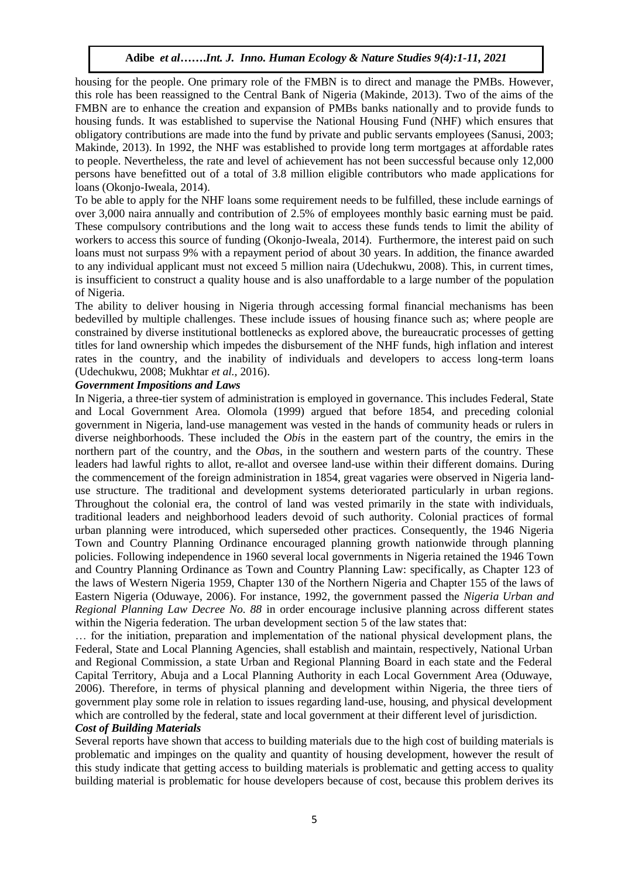housing for the people. One primary role of the FMBN is to direct and manage the PMBs. However, this role has been reassigned to the Central Bank of Nigeria (Makinde, 2013). Two of the aims of the FMBN are to enhance the creation and expansion of PMBs banks nationally and to provide funds to housing funds. It was established to supervise the National Housing Fund (NHF) which ensures that obligatory contributions are made into the fund by private and public servants employees (Sanusi, 2003; Makinde, 2013). In 1992, the NHF was established to provide long term mortgages at affordable rates to people. Nevertheless, the rate and level of achievement has not been successful because only 12,000 persons have benefitted out of a total of 3.8 million eligible contributors who made applications for loans (Okonjo-Iweala, 2014).

To be able to apply for the NHF loans some requirement needs to be fulfilled, these include earnings of over 3,000 naira annually and contribution of 2.5% of employees monthly basic earning must be paid. These compulsory contributions and the long wait to access these funds tends to limit the ability of workers to access this source of funding (Okonjo-Iweala, 2014). Furthermore, the interest paid on such loans must not surpass 9% with a repayment period of about 30 years. In addition, the finance awarded to any individual applicant must not exceed 5 million naira (Udechukwu, 2008). This, in current times, is insufficient to construct a quality house and is also unaffordable to a large number of the population of Nigeria.

The ability to deliver housing in Nigeria through accessing formal financial mechanisms has been bedevilled by multiple challenges. These include issues of housing finance such as; where people are constrained by diverse institutional bottlenecks as explored above, the bureaucratic processes of getting titles for land ownership which impedes the disbursement of the NHF funds, high inflation and interest rates in the country, and the inability of individuals and developers to access long-term loans (Udechukwu, 2008; Mukhtar *et al.,* 2016).

***Government Impositions and Laws***

In Nigeria, a three-tier system of administration is employed in governance. This includes Federal, State and Local Government Area. Olomola (1999) argued that before 1854, and preceding colonial government in Nigeria, land-use management was vested in the hands of community heads or rulers in diverse neighborhoods. These included the *Obi*s in the eastern part of the country, the emirs in the northern part of the country, and the *Oba*s, in the southern and western parts of the country. These leaders had lawful rights to allot, re-allot and oversee land-use within their different domains. During the commencement of the foreign administration in 1854, great vagaries were observed in Nigeria land-use structure. The traditional and development systems deteriorated particularly in urban regions. Throughout the colonial era, the control of land was vested primarily in the state with individuals, traditional leaders and neighborhood leaders devoid of such authority. Colonial practices of formal urban planning were introduced, which superseded other practices. Consequently, the 1946 Nigeria Town and Country Planning Ordinance encouraged planning growth nationwide through planning policies. Following independence in 1960 several local governments in Nigeria retained the 1946 Town and Country Planning Ordinance as Town and Country Planning Law: specifically, as Chapter 123 of the laws of Western Nigeria 1959, Chapter 130 of the Northern Nigeria and Chapter 155 of the laws of Eastern Nigeria (Oduwaye, 2006). For instance, 1992, the government passed the *Nigeria Urban and Regional Planning Law Decree No. 88* in order encourage inclusive planning across different states within the Nigeria federation. The urban development section 5 of the law states that:

… for the initiation, preparation and implementation of the national physical development plans, the Federal, State and Local Planning Agencies, shall establish and maintain, respectively, National Urban and Regional Commission, a state Urban and Regional Planning Board in each state and the Federal Capital Territory, Abuja and a Local Planning Authority in each Local Government Area (Oduwaye, 2006). Therefore, in terms of physical planning and development within Nigeria, the three tiers of government play some role in relation to issues regarding land-use, housing, and physical development which are controlled by the federal, state and local government at their different level of jurisdiction.

***Cost of Building Materials***

Several reports have shown that access to building materials due to the high cost of building materials is problematic and impinges on the quality and quantity of housing development, however the result of this study indicate that getting access to building materials is problematic and getting access to quality building material is problematic for house developers because of cost, because this problem derives its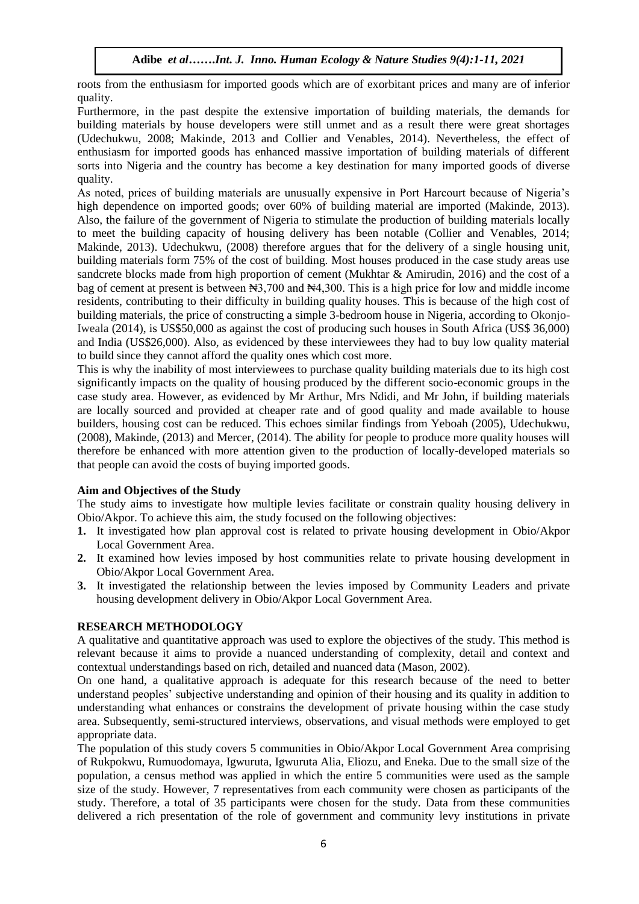roots from the enthusiasm for imported goods which are of exorbitant prices and many are of inferior quality.

Furthermore, in the past despite the extensive importation of building materials, the demands for building materials by house developers were still unmet and as a result there were great shortages (Udechukwu, 2008; Makinde, 2013 and Collier and Venables, 2014). Nevertheless, the effect of enthusiasm for imported goods has enhanced massive importation of building materials of different sorts into Nigeria and the country has become a key destination for many imported goods of diverse quality.

As noted, prices of building materials are unusually expensive in Port Harcourt because of Nigeria's high dependence on imported goods; over 60% of building material are imported (Makinde, 2013). Also, the failure of the government of Nigeria to stimulate the production of building materials locally to meet the building capacity of housing delivery has been notable (Collier and Venables, 2014; Makinde, 2013). Udechukwu, (2008) therefore argues that for the delivery of a single housing unit, building materials form 75% of the cost of building. Most houses produced in the case study areas use sandcrete blocks made from high proportion of cement (Mukhtar & Amirudin, 2016) and the cost of a bag of cement at present is between ₦3,700 and ₦4,300. This is a high price for low and middle income residents, contributing to their difficulty in building quality houses. This is because of the high cost of building materials, the price of constructing a simple 3-bedroom house in Nigeria, according to Okonjo-Iweala (2014), is US$50,000 as against the cost of producing such houses in South Africa (US$ 36,000) and India (US$26,000). Also, as evidenced by these interviewees they had to buy low quality material to build since they cannot afford the quality ones which cost more.

This is why the inability of most interviewees to purchase quality building materials due to its high cost significantly impacts on the quality of housing produced by the different socio-economic groups in the case study area. However, as evidenced by Mr Arthur, Mrs Ndidi, and Mr John, if building materials are locally sourced and provided at cheaper rate and of good quality and made available to house builders, housing cost can be reduced. This echoes similar findings from Yeboah (2005), Udechukwu, (2008), Makinde, (2013) and Mercer, (2014). The ability for people to produce more quality houses will therefore be enhanced with more attention given to the production of locally-developed materials so that people can avoid the costs of buying imported goods.

### Aim and Objectives of the Study

The study aims to investigate how multiple levies facilitate or constrain quality housing delivery in Obio/Akpor. To achieve this aim, the study focused on the following objectives:

1. It investigated how plan approval cost is related to private housing development in Obio/Akpor Local Government Area.
2. It examined how levies imposed by host communities relate to private housing development in Obio/Akpor Local Government Area.
3. It investigated the relationship between the levies imposed by Community Leaders and private housing development delivery in Obio/Akpor Local Government Area.

## RESEARCH METHODOLOGY

A qualitative and quantitative approach was used to explore the objectives of the study. This method is relevant because it aims to provide a nuanced understanding of complexity, detail and context and contextual understandings based on rich, detailed and nuanced data (Mason, 2002).

On one hand, a qualitative approach is adequate for this research because of the need to better understand peoples' subjective understanding and opinion of their housing and its quality in addition to understanding what enhances or constrains the development of private housing within the case study area. Subsequently, semi-structured interviews, observations, and visual methods were employed to get appropriate data.

The population of this study covers 5 communities in Obio/Akpor Local Government Area comprising of Rukpokwu, Rumuodomaya, Igwuruta, Igwuruta Alia, Eliozu, and Eneka. Due to the small size of the population, a census method was applied in which the entire 5 communities were used as the sample size of the study. However, 7 representatives from each community were chosen as participants of the study. Therefore, a total of 35 participants were chosen for the study. Data from these communities delivered a rich presentation of the role of government and community levy institutions in private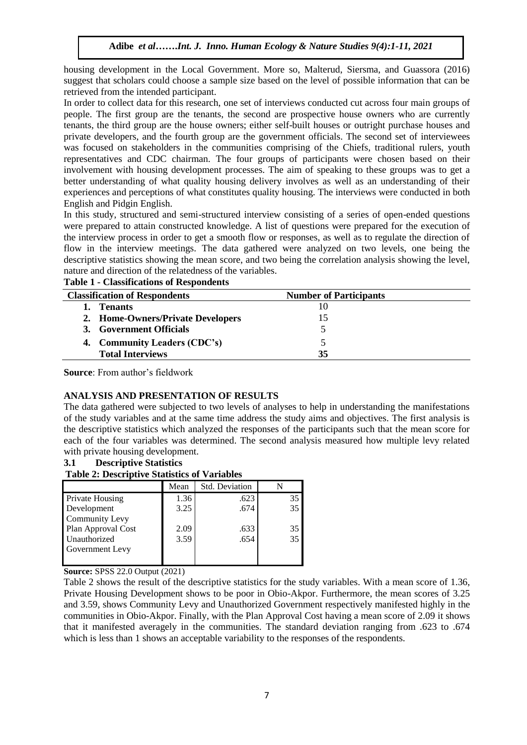housing development in the Local Government. More so, Malterud, Siersma, and Guassora (2016) suggest that scholars could choose a sample size based on the level of possible information that can be retrieved from the intended participant.

In order to collect data for this research, one set of interviews conducted cut across four main groups of people. The first group are the tenants, the second are prospective house owners who are currently tenants, the third group are the house owners; either self-built houses or outright purchase houses and private developers, and the fourth group are the government officials. The second set of interviewees was focused on stakeholders in the communities comprising of the Chiefs, traditional rulers, youth representatives and CDC chairman. The four groups of participants were chosen based on their involvement with housing development processes. The aim of speaking to these groups was to get a better understanding of what quality housing delivery involves as well as an understanding of their experiences and perceptions of what constitutes quality housing. The interviews were conducted in both English and Pidgin English.

In this study, structured and semi-structured interview consisting of a series of open-ended questions were prepared to attain constructed knowledge. A list of questions were prepared for the execution of the interview process in order to get a smooth flow or responses, as well as to regulate the direction of flow in the interview meetings. The data gathered were analyzed on two levels, one being the descriptive statistics showing the mean score, and two being the correlation analysis showing the level, nature and direction of the relatedness of the variables.

**Table 1 - Classifications of Respondents**

| Classification of Respondents | Number of Participants |
|---|---|
| 1. **Tenants** | 10 |
| 2. **Home-Owners/Private Developers** | 15 |
| 3. **Government Officials** | 5 |
| 4. **Community Leaders (CDC's)** | 5 |
| **Total Interviews** | **35** |

**Source**: From author's fieldwork

## ANALYSIS AND PRESENTATION OF RESULTS

The data gathered were subjected to two levels of analyses to help in understanding the manifestations of the study variables and at the same time address the study aims and objectives. The first analysis is the descriptive statistics which analyzed the responses of the participants such that the mean score for each of the four variables was determined. The second analysis measured how multiple levy related with private housing development.

### 3.1 Descriptive Statistics

**Table 2: Descriptive Statistics of Variables**

| | Mean | Std. Deviation | N |
|---|---|---|---|
| Private Housing Development | 1.36 | .623 | 35 |
| Community Levy | 3.25 | .674 | 35 |
| Plan Approval Cost | 2.09 | .633 | 35 |
| Unauthorized Government Levy | 3.59 | .654 | 35 |

**Source:** SPSS 22.0 Output (2021)

Table 2 shows the result of the descriptive statistics for the study variables. With a mean score of 1.36, Private Housing Development shows to be poor in Obio-Akpor. Furthermore, the mean scores of 3.25 and 3.59, shows Community Levy and Unauthorized Government respectively manifested highly in the communities in Obio-Akpor. Finally, with the Plan Approval Cost having a mean score of 2.09 it shows that it manifested averagely in the communities. The standard deviation ranging from .623 to .674 which is less than 1 shows an acceptable variability to the responses of the respondents.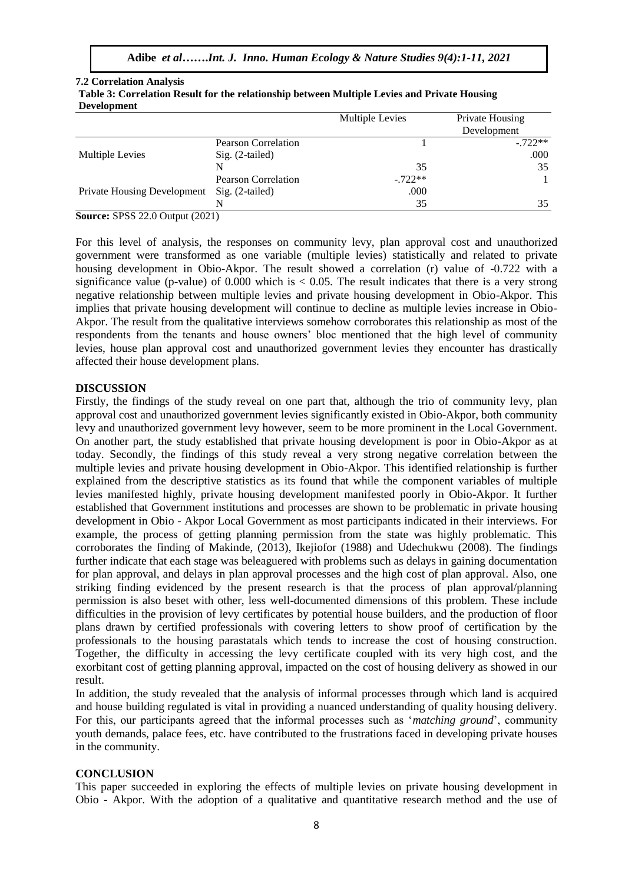### 7.2 Correlation Analysis

**Table 3: Correlation Result for the relationship between Multiple Levies and Private Housing Development**

| | | Multiple Levies | Private Housing Development |
|---|---|---|---|
| Multiple Levies | Pearson Correlation | 1 | -.722** |
| | Sig. (2-tailed) | | .000 |
| | N | 35 | 35 |
| Private Housing Development | Pearson Correlation | -.722** | 1 |
| | Sig. (2-tailed) | .000 | |
| | N | 35 | 35 |

**Source:** SPSS 22.0 Output (2021)

For this level of analysis, the responses on community levy, plan approval cost and unauthorized government were transformed as one variable (multiple levies) statistically and related to private housing development in Obio-Akpor. The result showed a correlation (r) value of -0.722 with a significance value (p-value) of 0.000 which is $< 0.05$. The result indicates that there is a very strong negative relationship between multiple levies and private housing development in Obio-Akpor. This implies that private housing development will continue to decline as multiple levies increase in Obio-Akpor. The result from the qualitative interviews somehow corroborates this relationship as most of the respondents from the tenants and house owners' bloc mentioned that the high level of community levies, house plan approval cost and unauthorized government levies they encounter has drastically affected their house development plans.

## DISCUSSION

Firstly, the findings of the study reveal on one part that, although the trio of community levy, plan approval cost and unauthorized government levies significantly existed in Obio-Akpor, both community levy and unauthorized government levy however, seem to be more prominent in the Local Government. On another part, the study established that private housing development is poor in Obio-Akpor as at today. Secondly, the findings of this study reveal a very strong negative correlation between the multiple levies and private housing development in Obio-Akpor. This identified relationship is further explained from the descriptive statistics as its found that while the component variables of multiple levies manifested highly, private housing development manifested poorly in Obio-Akpor. It further established that Government institutions and processes are shown to be problematic in private housing development in Obio - Akpor Local Government as most participants indicated in their interviews. For example, the process of getting planning permission from the state was highly problematic. This corroborates the finding of Makinde, (2013), Ikejiofor (1988) and Udechukwu (2008). The findings further indicate that each stage was beleaguered with problems such as delays in gaining documentation for plan approval, and delays in plan approval processes and the high cost of plan approval. Also, one striking finding evidenced by the present research is that the process of plan approval/planning permission is also beset with other, less well-documented dimensions of this problem. These include difficulties in the provision of levy certificates by potential house builders, and the production of floor plans drawn by certified professionals with covering letters to show proof of certification by the professionals to the housing parastatals which tends to increase the cost of housing construction. Together, the difficulty in accessing the levy certificate coupled with its very high cost, and the exorbitant cost of getting planning approval, impacted on the cost of housing delivery as showed in our result.

In addition, the study revealed that the analysis of informal processes through which land is acquired and house building regulated is vital in providing a nuanced understanding of quality housing delivery. For this, our participants agreed that the informal processes such as '*matching ground*', community youth demands, palace fees, etc. have contributed to the frustrations faced in developing private houses in the community.

## CONCLUSION

This paper succeeded in exploring the effects of multiple levies on private housing development in Obio - Akpor. With the adoption of a qualitative and quantitative research method and the use of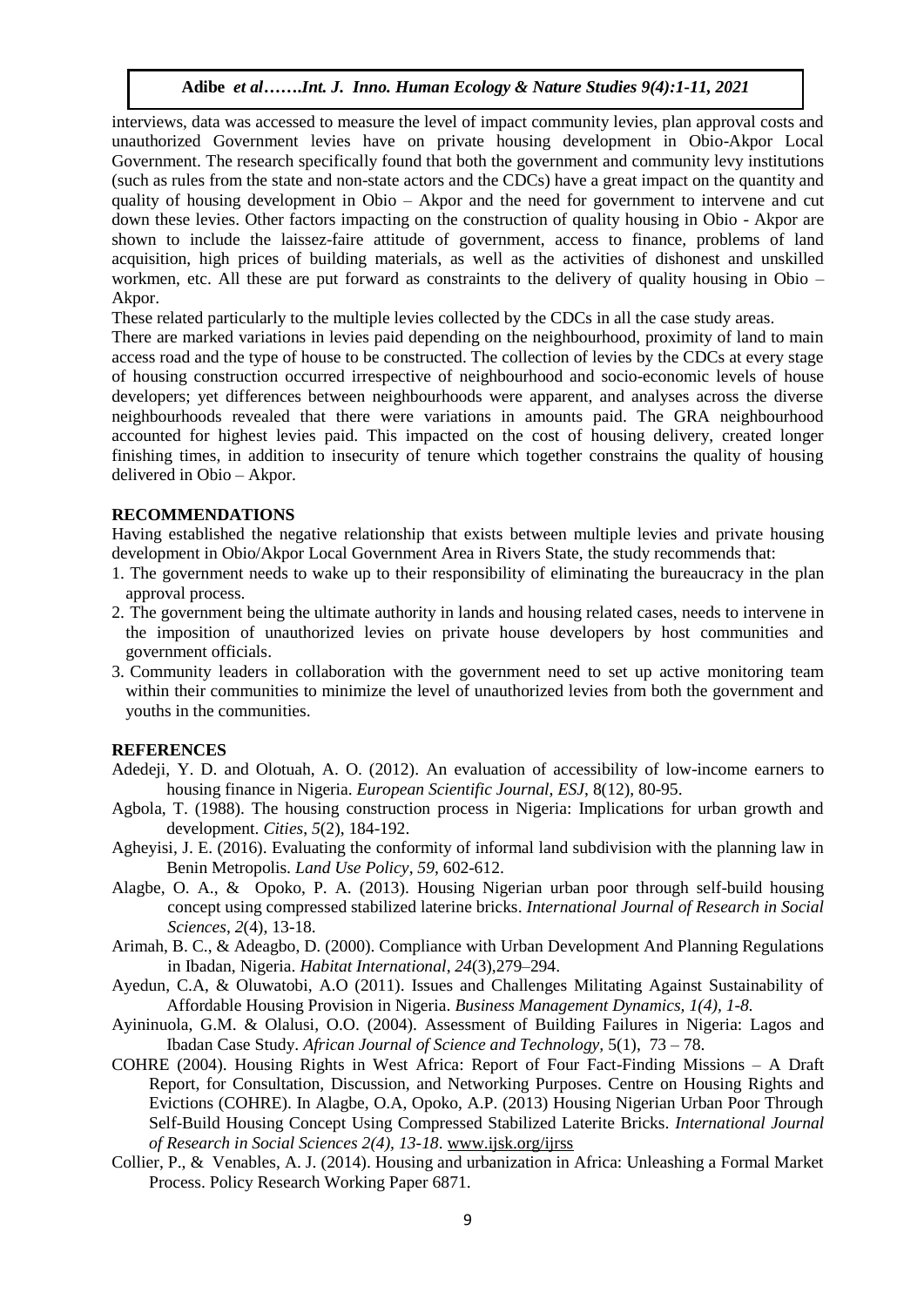interviews, data was accessed to measure the level of impact community levies, plan approval costs and unauthorized Government levies have on private housing development in Obio-Akpor Local Government. The research specifically found that both the government and community levy institutions (such as rules from the state and non-state actors and the CDCs) have a great impact on the quantity and quality of housing development in Obio – Akpor and the need for government to intervene and cut down these levies. Other factors impacting on the construction of quality housing in Obio - Akpor are shown to include the laissez-faire attitude of government, access to finance, problems of land acquisition, high prices of building materials, as well as the activities of dishonest and unskilled workmen, etc. All these are put forward as constraints to the delivery of quality housing in Obio – Akpor.

These related particularly to the multiple levies collected by the CDCs in all the case study areas.

There are marked variations in levies paid depending on the neighbourhood, proximity of land to main access road and the type of house to be constructed. The collection of levies by the CDCs at every stage of housing construction occurred irrespective of neighbourhood and socio-economic levels of house developers; yet differences between neighbourhoods were apparent, and analyses across the diverse neighbourhoods revealed that there were variations in amounts paid. The GRA neighbourhood accounted for highest levies paid. This impacted on the cost of housing delivery, created longer finishing times, in addition to insecurity of tenure which together constrains the quality of housing delivered in Obio – Akpor.

## RECOMMENDATIONS

Having established the negative relationship that exists between multiple levies and private housing development in Obio/Akpor Local Government Area in Rivers State, the study recommends that:

1. The government needs to wake up to their responsibility of eliminating the bureaucracy in the plan approval process.
2. The government being the ultimate authority in lands and housing related cases, needs to intervene in the imposition of unauthorized levies on private house developers by host communities and government officials.
3. Community leaders in collaboration with the government need to set up active monitoring team within their communities to minimize the level of unauthorized levies from both the government and youths in the communities.

## REFERENCES

Adedeji, Y. D. and Olotuah, A. O. (2012). An evaluation of accessibility of low-income earners to housing finance in Nigeria. *European Scientific Journal, ESJ*, 8(12), 80-95.

Agbola, T. (1988). The housing construction process in Nigeria: Implications for urban growth and development. *Cities*, *5*(2), 184-192.

Agheyisi, J. E. (2016). Evaluating the conformity of informal land subdivision with the planning law in Benin Metropolis. *Land Use Policy*, *59*, 602-612.

Alagbe, O. A., & Opoko, P. A. (2013). Housing Nigerian urban poor through self-build housing concept using compressed stabilized laterine bricks. *International Journal of Research in Social Sciences*, *2*(4), 13-18.

Arimah, B. C., & Adeagbo, D. (2000). Compliance with Urban Development And Planning Regulations in Ibadan, Nigeria. *Habitat International*, *24*(3),279–294.

Ayedun, C.A, & Oluwatobi, A.O (2011). Issues and Challenges Militating Against Sustainability of Affordable Housing Provision in Nigeria. *Business Management Dynamics, 1(4), 1-8.*

Ayininuola, G.M. & Olalusi, O.O. (2004). Assessment of Building Failures in Nigeria: Lagos and Ibadan Case Study. *African Journal of Science and Technology,* 5(1), 73 – 78.

COHRE (2004). Housing Rights in West Africa: Report of Four Fact-Finding Missions – A Draft Report, for Consultation, Discussion, and Networking Purposes. Centre on Housing Rights and Evictions (COHRE). In Alagbe, O.A, Opoko, A.P. (2013) Housing Nigerian Urban Poor Through Self-Build Housing Concept Using Compressed Stabilized Laterite Bricks. *International Journal of Research in Social Sciences 2(4), 13-18*. www.ijsk.org/ijrss

Collier, P., & Venables, A. J. (2014). Housing and urbanization in Africa: Unleashing a Formal Market Process. Policy Research Working Paper 6871.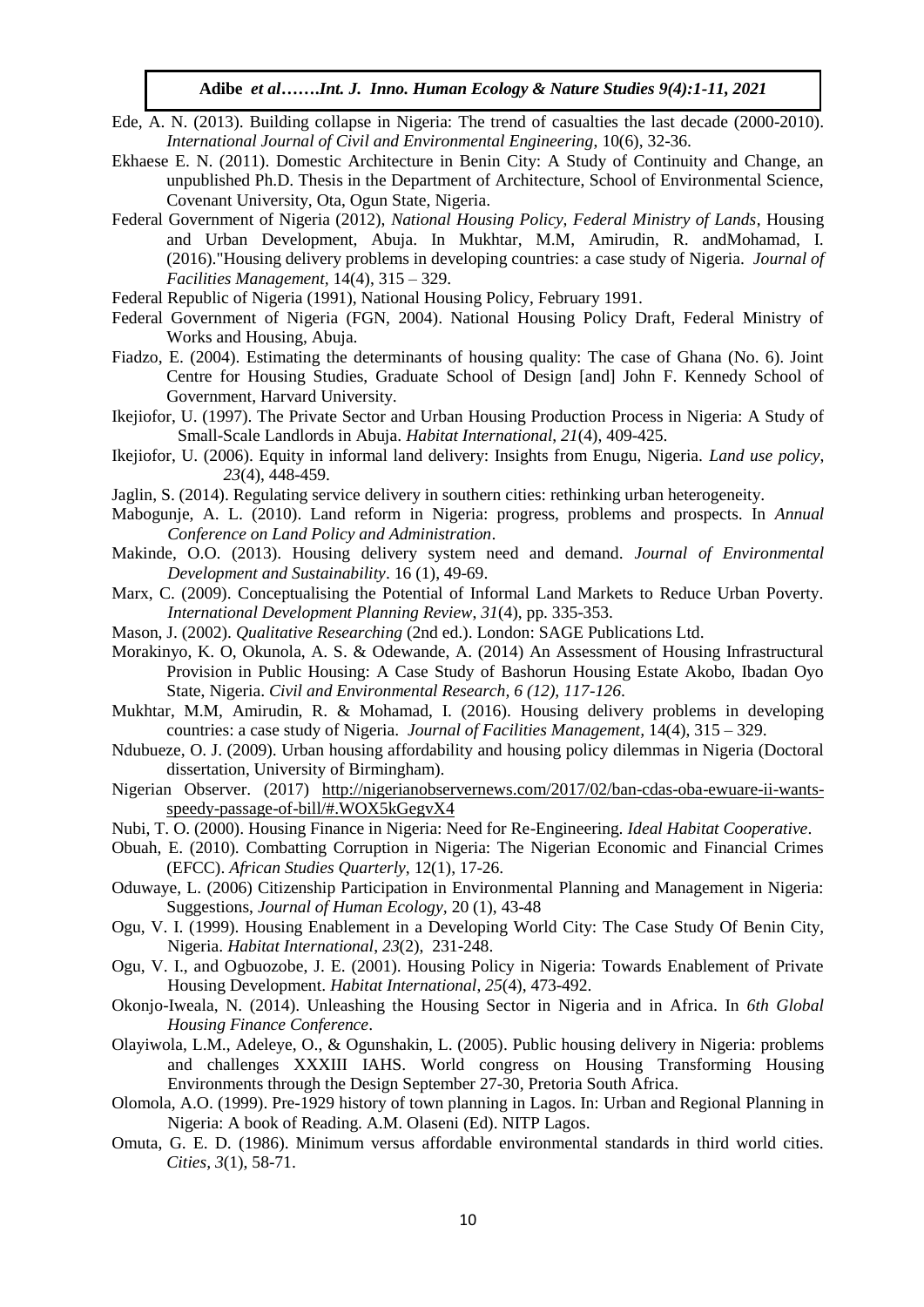Ede, A. N. (2013). Building collapse in Nigeria: The trend of casualties the last decade (2000-2010). *International Journal of Civil and Environmental Engineering*, 10(6), 32-36.

Ekhaese E. N. (2011). Domestic Architecture in Benin City: A Study of Continuity and Change, an unpublished Ph.D. Thesis in the Department of Architecture, School of Environmental Science, Covenant University, Ota, Ogun State, Nigeria.

Federal Government of Nigeria (2012), *National Housing Policy, Federal Ministry of Lands*, Housing and Urban Development, Abuja. In Mukhtar, M.M, Amirudin, R. andMohamad, I. (2016)."Housing delivery problems in developing countries: a case study of Nigeria. *Journal of Facilities Management*, 14(4), 315 – 329.

Federal Republic of Nigeria (1991), National Housing Policy, February 1991.

Federal Government of Nigeria (FGN, 2004). National Housing Policy Draft, Federal Ministry of Works and Housing, Abuja.

Fiadzo, E. (2004). Estimating the determinants of housing quality: The case of Ghana (No. 6). Joint Centre for Housing Studies, Graduate School of Design [and] John F. Kennedy School of Government, Harvard University.

Ikejiofor, U. (1997). The Private Sector and Urban Housing Production Process in Nigeria: A Study of Small-Scale Landlords in Abuja. *Habitat International*, *21*(4), 409-425.

Ikejiofor, U. (2006). Equity in informal land delivery: Insights from Enugu, Nigeria. *Land use policy*, *23*(4), 448-459.

Jaglin, S. (2014). Regulating service delivery in southern cities: rethinking urban heterogeneity.

Mabogunje, A. L. (2010). Land reform in Nigeria: progress, problems and prospects. In *Annual Conference on Land Policy and Administration*.

Makinde, O.O. (2013). Housing delivery system need and demand. *Journal of Environmental Development and Sustainability*. 16 (1), 49-69.

Marx, C. (2009). Conceptualising the Potential of Informal Land Markets to Reduce Urban Poverty. *International Development Planning Review*, *31*(4), pp. 335-353.

Mason, J. (2002). *Qualitative Researching* (2nd ed.). London: SAGE Publications Ltd.

Morakinyo, K. O, Okunola, A. S. & Odewande, A. (2014) An Assessment of Housing Infrastructural Provision in Public Housing: A Case Study of Bashorun Housing Estate Akobo, Ibadan Oyo State, Nigeria. *Civil and Environmental Research, 6 (12), 117-126*.

Mukhtar, M.M, Amirudin, R. & Mohamad, I. (2016). Housing delivery problems in developing countries: a case study of Nigeria. *Journal of Facilities Management,* 14(4), 315 – 329.

Ndubueze, O. J. (2009). Urban housing affordability and housing policy dilemmas in Nigeria (Doctoral dissertation, University of Birmingham).

Nigerian Observer. (2017) http://nigerianobservernews.com/2017/02/ban-cdas-oba-ewuare-ii-wants-speedy-passage-of-bill/#.WOX5kGegvX4

Nubi, T. O. (2000). Housing Finance in Nigeria: Need for Re-Engineering. *Ideal Habitat Cooperative*.

Obuah, E. (2010). Combatting Corruption in Nigeria: The Nigerian Economic and Financial Crimes (EFCC). *African Studies Quarterly*, 12(1), 17-26.

Oduwaye, L. (2006) Citizenship Participation in Environmental Planning and Management in Nigeria: Suggestions, *Journal of Human Ecology*, 20 (1), 43-48

Ogu, V. I. (1999). Housing Enablement in a Developing World City: The Case Study Of Benin City, Nigeria. *Habitat International*, *23*(2), 231-248.

Ogu, V. I., and Ogbuozobe, J. E. (2001). Housing Policy in Nigeria: Towards Enablement of Private Housing Development. *Habitat International*, *25*(4), 473-492.

Okonjo-Iweala, N. (2014). Unleashing the Housing Sector in Nigeria and in Africa. In *6th Global Housing Finance Conference*.

Olayiwola, L.M., Adeleye, O., & Ogunshakin, L. (2005). Public housing delivery in Nigeria: problems and challenges XXXIII IAHS. World congress on Housing Transforming Housing Environments through the Design September 27-30, Pretoria South Africa.

Olomola, A.O. (1999). Pre-1929 history of town planning in Lagos. In: Urban and Regional Planning in Nigeria: A book of Reading. A.M. Olaseni (Ed). NITP Lagos.

Omuta, G. E. D. (1986). Minimum versus affordable environmental standards in third world cities. *Cities*, *3*(1), 58-71.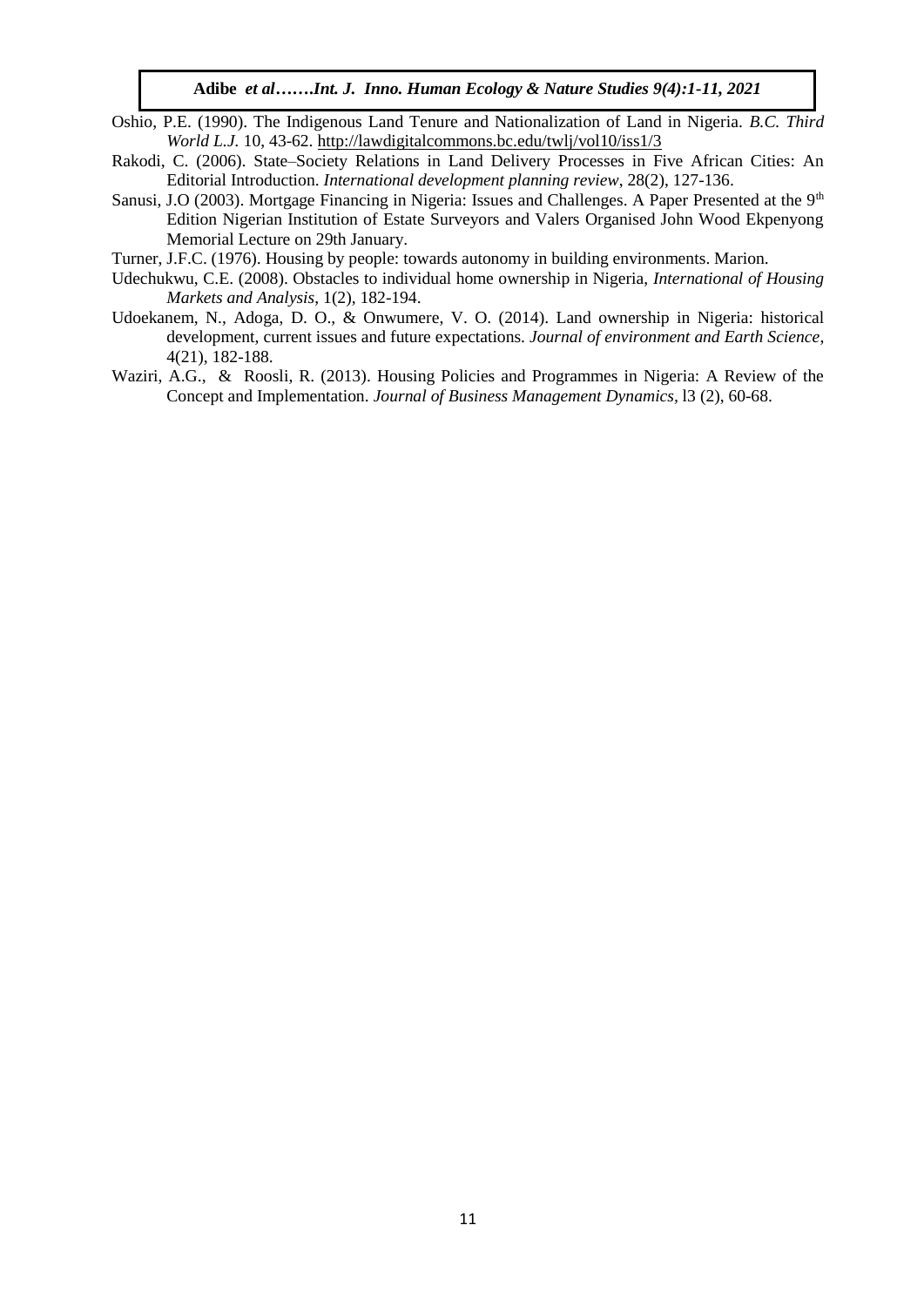Oshio, P.E. (1990). The Indigenous Land Tenure and Nationalization of Land in Nigeria. *B.C. Third World L.J.* 10, 43-62. http://lawdigitalcommons.bc.edu/twlj/vol10/iss1/3

Rakodi, C. (2006). State–Society Relations in Land Delivery Processes in Five African Cities: An Editorial Introduction. *International development planning review*, 28(2), 127-136.

Sanusi, J.O (2003). Mortgage Financing in Nigeria: Issues and Challenges. A Paper Presented at the 9th Edition Nigerian Institution of Estate Surveyors and Valers Organised John Wood Ekpenyong Memorial Lecture on 29th January.

Turner, J.F.C. (1976). Housing by people: towards autonomy in building environments. Marion.

Udechukwu, C.E. (2008). Obstacles to individual home ownership in Nigeria, *International of Housing Markets and Analysis*, 1(2), 182-194.

Udoekanem, N., Adoga, D. O., & Onwumere, V. O. (2014). Land ownership in Nigeria: historical development, current issues and future expectations. *Journal of environment and Earth Science*, 4(21), 182-188.

Waziri, A.G., & Roosli, R. (2013). Housing Policies and Programmes in Nigeria: A Review of the Concept and Implementation. *Journal of Business Management Dynamics*, l3 (2), 60-68.